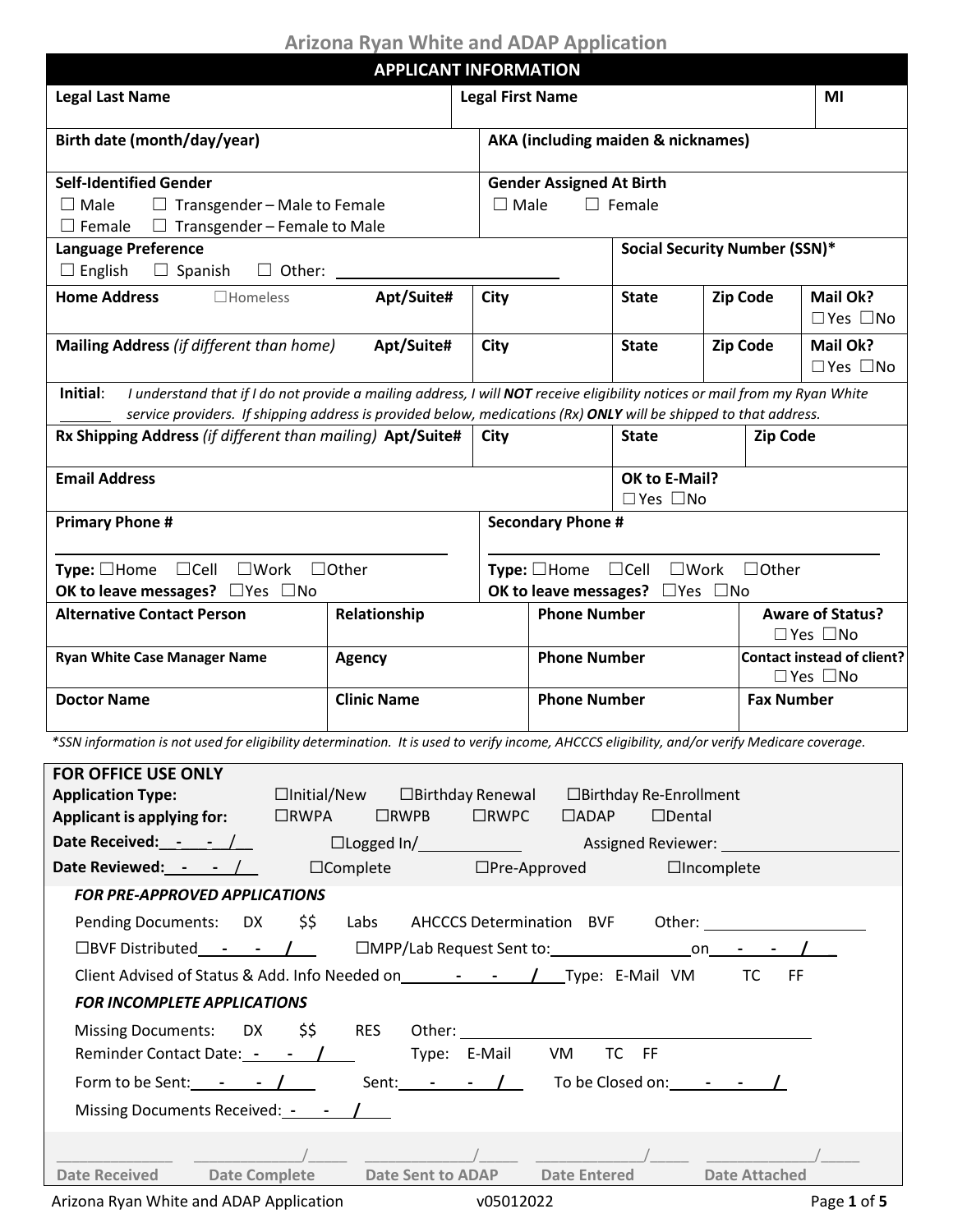# Arizona Ryan White and ADAP Application

## APPLICANT INFORMATION

| Legal Last Name | Legal First Name | MI |
|---|---|---|
| | | |

| Birth date (month/day/year) | AKA (including maiden & nicknames) |
|---|---|
| | |

| Self-Identified Gender | Gender Assigned At Birth |
|---|---|
| ☐ Male ☐ Transgender – Male to Female ☐ Female ☐ Transgender – Female to Male | ☐ Male ☐ Female |

| Language Preference | Social Security Number (SSN)* |
|---|---|
| ☐ English ☐ Spanish ☐ Other: ________________ | |

| Home Address ☐Homeless | Apt/Suite# | City | State | Zip Code | Mail Ok? |
|---|---|---|---|---|---|
| | | | | | ☐Yes ☐No |
| **Mailing Address** *(if different than home)* | **Apt/Suite#** | **City** | **State** | **Zip Code** | **Mail Ok?** |
| | | | | | ☐Yes ☐No |

**Initial**: ______ *I understand that if I do not provide a mailing address, I will* ***NOT*** *receive eligibility notices or mail from my Ryan White service providers. If shipping address is provided below, medications (Rx)* ***ONLY*** *will be shipped to that address.*

| Rx Shipping Address *(if different than mailing)* | Apt/Suite# | City | State | Zip Code |
|---|---|---|---|---|
| | | | | |

| Email Address | OK to E-Mail? |
|---|---|
| | ☐Yes ☐No |

| Primary Phone # | Secondary Phone # |
|---|---|
| ______________________ | ______________________ |
| **Type:** ☐Home ☐Cell ☐Work ☐Other | **Type:** ☐Home ☐Cell ☐Work ☐Other |
| **OK to leave messages?** ☐Yes ☐No | **OK to leave messages?** ☐Yes ☐No |

| Alternative Contact Person | Relationship | Phone Number | Aware of Status? |
|---|---|---|---|
| | | | ☐Yes ☐No |
| **Ryan White Case Manager Name** | **Agency** | **Phone Number** | **Contact instead of client?** |
| | | | ☐Yes ☐No |
| **Doctor Name** | **Clinic Name** | **Phone Number** | **Fax Number** |
| | | | |

*\*SSN information is not used for eligibility determination. It is used to verify income, AHCCCS eligibility, and/or verify Medicare coverage.*

### FOR OFFICE USE ONLY

**Application Type:** ☐Initial/New ☐Birthday Renewal ☐Birthday Re-Enrollment

**Applicant is applying for:** ☐RWPA ☐RWPB ☐RWPC ☐ADAP ☐Dental

**Date Received:** __-__-__/__ ☐Logged In/__________ Assigned Reviewer: ______________________

**Date Reviewed:** __-__-__/__ ☐Complete ☐Pre-Approved ☐Incomplete

***FOR PRE-APPROVED APPLICATIONS***

Pending Documents: DX $$ Labs AHCCCS Determination BVF Other: ________________

☐BVF Distributed __-__-__/__ ☐MPP/Lab Request Sent to: ______________ on __-__-__/__

Client Advised of Status & Add. Info Needed on __-__-__/__ Type: E-Mail VM TC FF

***FOR INCOMPLETE APPLICATIONS***

Missing Documents: DX $$ RES Other: ________________________________

Reminder Contact Date: __-__-__/__ Type: E-Mail VM TC FF

Form to be Sent: __-__-__/__ Sent: __-__-__/__ To be Closed on: __-__-__/__

Missing Documents Received: __-__-__/__

| Date Received | Date Complete | Date Sent to ADAP | Date Entered | Date Attached |
|---|---|---|---|---|
| __________ | ________/____ | ________/____ | ________/____ | ________/____ |

Arizona Ryan White and ADAP Application v05012022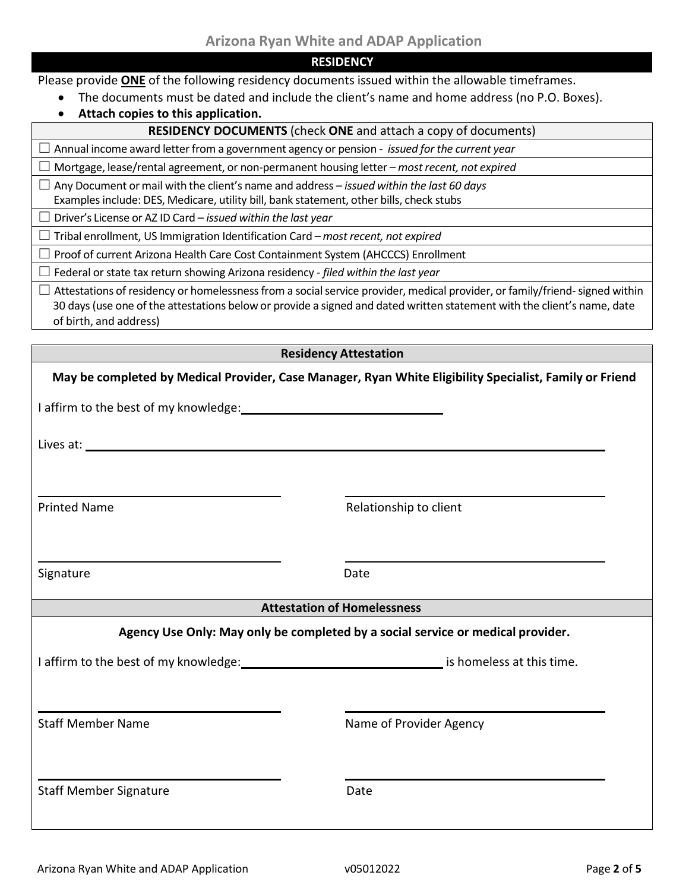## RESIDENCY

Please provide **ONE** of the following residency documents issued within the allowable timeframes.

- The documents must be dated and include the client's name and home address (no P.O. Boxes).
- **Attach copies to this application.**

| **RESIDENCY DOCUMENTS** (check **ONE** and attach a copy of documents) |
|---|
| ☐ Annual income award letter from a government agency or pension - *issued for the current year* |
| ☐ Mortgage, lease/rental agreement, or non-permanent housing letter – *most recent, not expired* |
| ☐ Any Document or mail with the client's name and address – *issued within the last 60 days* Examples include: DES, Medicare, utility bill, bank statement, other bills, check stubs |
| ☐ Driver's License or AZ ID Card – *issued within the last year* |
| ☐ Tribal enrollment, US Immigration Identification Card – *most recent, not expired* |
| ☐ Proof of current Arizona Health Care Cost Containment System (AHCCCS) Enrollment |
| ☐ Federal or state tax return showing Arizona residency - *filed within the last year* |
| ☐ Attestations of residency or homelessness from a social service provider, medical provider, or family/friend- signed within 30 days (use one of the attestations below or provide a signed and dated written statement with the client's name, date of birth, and address) |

### Residency Attestation

**May be completed by Medical Provider, Case Manager, Ryan White Eligibility Specialist, Family or Friend**

I affirm to the best of my knowledge: ______________________________

Lives at: ______________________________________________________________

| | |
|---|---|
| ______________________ | ______________________ |
| Printed Name | Relationship to client |
| ______________________ | ______________________ |
| Signature | Date |

### Attestation of Homelessness

**Agency Use Only: May only be completed by a social service or medical provider.**

I affirm to the best of my knowledge: ______________________________ is homeless at this time.

| | |
|---|---|
| ______________________ | ______________________ |
| Staff Member Name | Name of Provider Agency |
| ______________________ | ______________________ |
| Staff Member Signature | Date |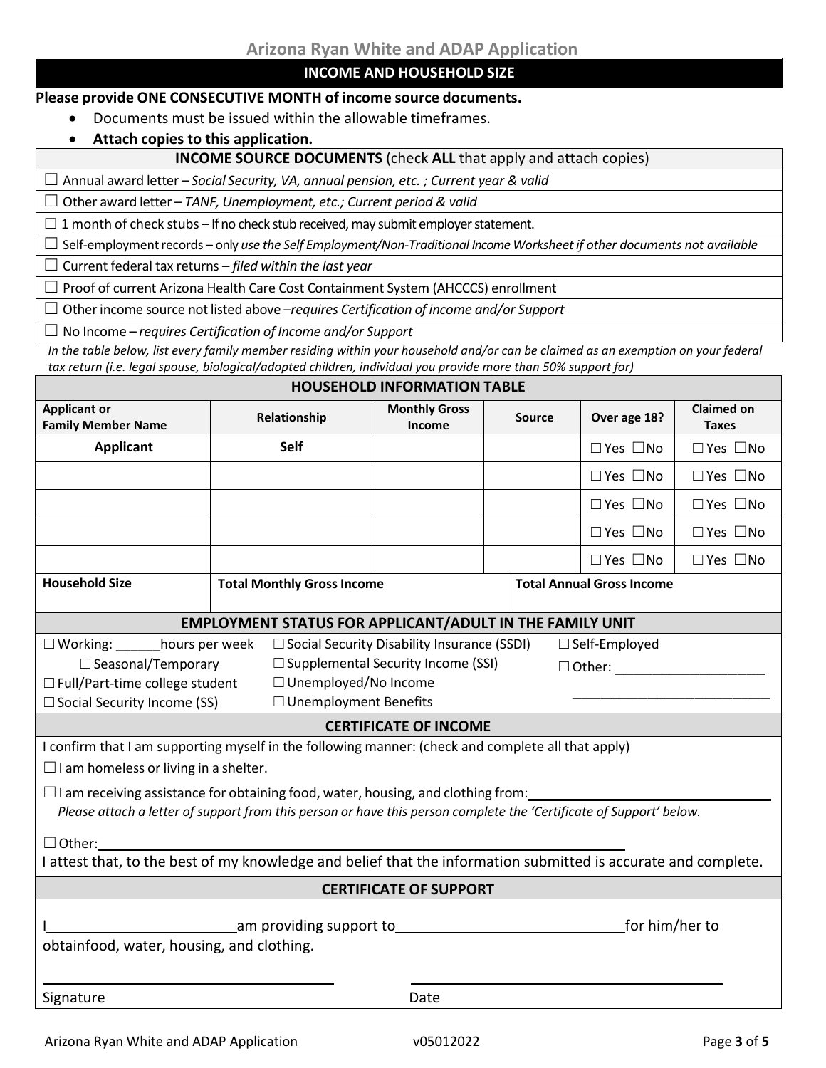## INCOME AND HOUSEHOLD SIZE

**Please provide ONE CONSECUTIVE MONTH of income source documents.**

- Documents must be issued within the allowable timeframes.
- **Attach copies to this application.**

| **INCOME SOURCE DOCUMENTS** (check **ALL** that apply and attach copies) |
|---|
| ☐ Annual award letter – *Social Security, VA, annual pension, etc. ; Current year & valid* |
| ☐ Other award letter – *TANF, Unemployment, etc.; Current period & valid* |
| ☐ 1 month of check stubs – If no check stub received, may submit employer statement. |
| ☐ Self-employment records – only *use the Self Employment/Non-Traditional Income Worksheet if other documents not available* |
| ☐ Current federal tax returns – *filed within the last year* |
| ☐ Proof of current Arizona Health Care Cost Containment System (AHCCCS) enrollment |
| ☐ Other income source not listed above –*requires Certification of income and/or Support* |
| ☐ No Income – *requires Certification of Income and/or Support* |

*In the table below, list every family member residing within your household and/or can be claimed as an exemption on your federal tax return (i.e. legal spouse, biological/adopted children, individual you provide more than 50% support for)*

| **HOUSEHOLD INFORMATION TABLE** | | | | | |
|---|---|---|---|---|---|
| **Applicant or Family Member Name** | **Relationship** | **Monthly Gross Income** | **Source** | **Over age 18?** | **Claimed on Taxes** |
| **Applicant** | **Self** | | | ☐Yes ☐No | ☐Yes ☐No |
| | | | | ☐Yes ☐No | ☐Yes ☐No |
| | | | | ☐Yes ☐No | ☐Yes ☐No |
| | | | | ☐Yes ☐No | ☐Yes ☐No |
| | | | | ☐Yes ☐No | ☐Yes ☐No |
| **Household Size** | **Total Monthly Gross Income** | | | **Total Annual Gross Income** | |

### EMPLOYMENT STATUS FOR APPLICANT/ADULT IN THE FAMILY UNIT

☐ Working: ______hours per week
☐ Seasonal/Temporary
☐ Full/Part-time college student
☐ Social Security Income (SS)
☐ Social Security Disability Insurance (SSDI)
☐ Supplemental Security Income (SSI)
☐ Unemployed/No Income
☐ Unemployment Benefits
☐ Self-Employed
☐ Other: ____________________
__________________________

### CERTIFICATE OF INCOME

I confirm that I am supporting myself in the following manner: (check and complete all that apply)

☐ I am homeless or living in a shelter.

☐ I am receiving assistance for obtaining food, water, housing, and clothing from: ________________________________
*Please attach a letter of support from this person or have this person complete the 'Certificate of Support' below.*

☐ Other: ________________________________________________________________

I attest that, to the best of my knowledge and belief that the information submitted is accurate and complete.

### CERTIFICATE OF SUPPORT

I________________________am providing support to____________________________for him/her to obtainfood, water, housing, and clothing.

______________________________ ______________________________
Signature Date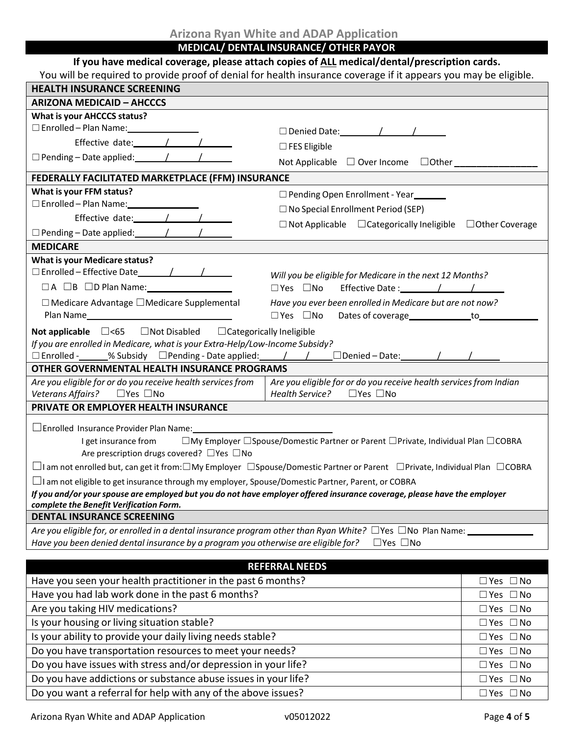## Arizona Ryan White and ADAP Application

## MEDICAL/ DENTAL INSURANCE/ OTHER PAYOR

**If you have medical coverage, please attach copies of ALL medical/dental/prescription cards.**

You will be required to provide proof of denial for health insurance coverage if it appears you may be eligible.

### HEALTH INSURANCE SCREENING

#### ARIZONA MEDICAID – AHCCCS

**What is your AHCCCS status?**

☐ Enrolled – Plan Name:_______________

Effective date:_____/_____/_____

☐ Pending – Date applied:_____/_____/_____

☐ Denied Date:_____/_____/_____

☐ FES Eligible

Not Applicable ☐ Over Income ☐Other _______________

#### FEDERALLY FACILITATED MARKETPLACE (FFM) INSURANCE

**What is your FFM status?**

☐ Enrolled – Plan Name:_______________

Effective date:_____/_____/_____

☐ Pending – Date applied:_____/_____/_____

☐ Pending Open Enrollment - Year_______

☐ No Special Enrollment Period (SEP)

☐ Not Applicable ☐Categorically Ineligible ☐Other Coverage

#### MEDICARE

**What is your Medicare status?**

☐ Enrolled – Effective Date_____/_____/_____

☐ A ☐B ☐D Plan Name:_______________

☐ Medicare Advantage ☐Medicare Supplemental

Plan Name_______________

*Will you be eligible for Medicare in the next 12 Months?*

☐ Yes ☐No Effective Date :_____/_____/_____

*Have you ever been enrolled in Medicare but are not now?*

☐ Yes ☐No Dates of coverage_____________to_____________

**Not applicable** ☐<65 ☐Not Disabled ☐Categorically Ineligible

*If you are enrolled in Medicare, what is your Extra-Help/Low-Income Subsidy?*

☐ Enrolled - ______% Subsidy ☐Pending - Date applied:_____/_____/_____ ☐Denied – Date:_____/_____/_____

#### OTHER GOVERNMENTAL HEALTH INSURANCE PROGRAMS

*Are you eligible for or do you receive health services from Veterans Affairs?* ☐Yes ☐No

*Are you eligible for or do you receive health services from Indian Health Service?* ☐Yes ☐No

#### PRIVATE OR EMPLOYER HEALTH INSURANCE

☐Enrolled Insurance Provider Plan Name:_______________

I get insurance from ☐My Employer ☐Spouse/Domestic Partner or Parent ☐Private, Individual Plan ☐COBRA

Are prescription drugs covered? ☐Yes ☐No

☐I am not enrolled but, can get it from:☐My Employer ☐Spouse/Domestic Partner or Parent ☐Private, Individual Plan ☐COBRA

☐I am not eligible to get insurance through my employer, Spouse/Domestic Partner, Parent, or COBRA

***If you and/or your spouse are employed but you do not have employer offered insurance coverage, please have the employer complete the Benefit Verification Form.***

### DENTAL INSURANCE SCREENING

*Are you eligible for, or enrolled in a dental insurance program other than Ryan White?* ☐Yes ☐No Plan Name: _______________

*Have you been denied dental insurance by a program you otherwise are eligible for?* ☐Yes ☐No

## REFERRAL NEEDS

| Question | Response |
|---|---|
| Have you seen your health practitioner in the past 6 months? | ☐ Yes ☐ No |
| Have you had lab work done in the past 6 months? | ☐ Yes ☐ No |
| Are you taking HIV medications? | ☐ Yes ☐ No |
| Is your housing or living situation stable? | ☐ Yes ☐ No |
| Is your ability to provide your daily living needs stable? | ☐ Yes ☐ No |
| Do you have transportation resources to meet your needs? | ☐ Yes ☐ No |
| Do you have issues with stress and/or depression in your life? | ☐ Yes ☐ No |
| Do you have addictions or substance abuse issues in your life? | ☐ Yes ☐ No |
| Do you want a referral for help with any of the above issues? | ☐ Yes ☐ No |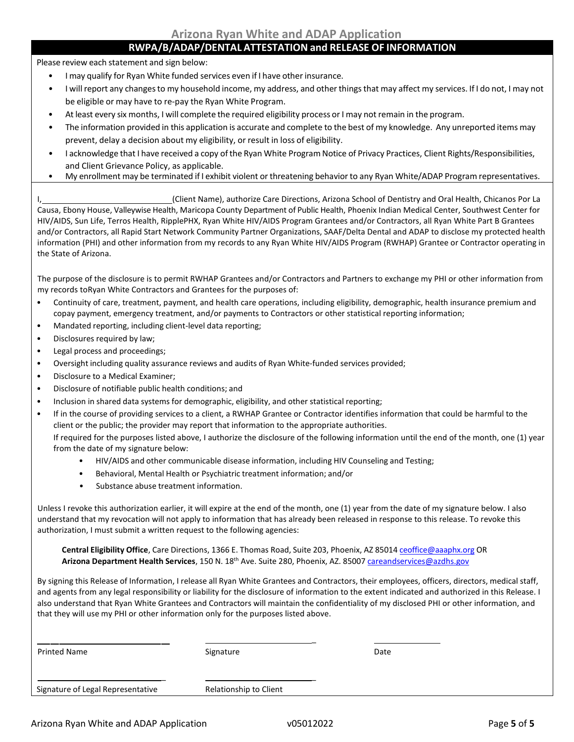# Arizona Ryan White and ADAP Application

## RWPA/B/ADAP/DENTAL ATTESTATION and RELEASE OF INFORMATION

Please review each statement and sign below:

- I may qualify for Ryan White funded services even if I have other insurance.
- I will report any changes to my household income, my address, and other things that may affect my services. If I do not, I may not be eligible or may have to re-pay the Ryan White Program.
- At least every six months, I will complete the required eligibility process or I may not remain in the program.
- The information provided in this application is accurate and complete to the best of my knowledge. Any unreported items may prevent, delay a decision about my eligibility, or result in loss of eligibility.
- I acknowledge that I have received a copy of the Ryan White Program Notice of Privacy Practices, Client Rights/Responsibilities, and Client Grievance Policy, as applicable.
- My enrollment may be terminated if I exhibit violent or threatening behavior to any Ryan White/ADAP Program representatives.

I, ____________________________(Client Name), authorize Care Directions, Arizona School of Dentistry and Oral Health, Chicanos Por La Causa, Ebony House, Valleywise Health, Maricopa County Department of Public Health, Phoenix Indian Medical Center, Southwest Center for HIV/AIDS, Sun Life, Terros Health, RipplePHX, Ryan White HIV/AIDS Program Grantees and/or Contractors, all Ryan White Part B Grantees and/or Contractors, all Rapid Start Network Community Partner Organizations, SAAF/Delta Dental and ADAP to disclose my protected health information (PHI) and other information from my records to any Ryan White HIV/AIDS Program (RWHAP) Grantee or Contractor operating in the State of Arizona.

The purpose of the disclosure is to permit RWHAP Grantees and/or Contractors and Partners to exchange my PHI or other information from my records toRyan White Contractors and Grantees for the purposes of:

- Continuity of care, treatment, payment, and health care operations, including eligibility, demographic, health insurance premium and copay payment, emergency treatment, and/or payments to Contractors or other statistical reporting information;
- Mandated reporting, including client-level data reporting;
- Disclosures required by law;
- Legal process and proceedings;
- Oversight including quality assurance reviews and audits of Ryan White-funded services provided;
- Disclosure to a Medical Examiner;
- Disclosure of notifiable public health conditions; and
- Inclusion in shared data systems for demographic, eligibility, and other statistical reporting;
- If in the course of providing services to a client, a RWHAP Grantee or Contractor identifies information that could be harmful to the client or the public; the provider may report that information to the appropriate authorities.

  If required for the purposes listed above, I authorize the disclosure of the following information until the end of the month, one (1) year from the date of my signature below:

  - HIV/AIDS and other communicable disease information, including HIV Counseling and Testing;
  - Behavioral, Mental Health or Psychiatric treatment information; and/or
  - Substance abuse treatment information.

Unless I revoke this authorization earlier, it will expire at the end of the month, one (1) year from the date of my signature below. I also understand that my revocation will not apply to information that has already been released in response to this release. To revoke this authorization, I must submit a written request to the following agencies:

**Central Eligibility Office**, Care Directions, 1366 E. Thomas Road, Suite 203, Phoenix, AZ 85014 ceoffice@aaaphx.org OR
**Arizona Department Health Services**, 150 N. 18th Ave. Suite 280, Phoenix, AZ. 85007 careandservices@azdhs.gov

By signing this Release of Information, I release all Ryan White Grantees and Contractors, their employees, officers, directors, medical staff, and agents from any legal responsibility or liability for the disclosure of information to the extent indicated and authorized in this Release. I also understand that Ryan White Grantees and Contractors will maintain the confidentiality of my disclosed PHI or other information, and that they will use my PHI or other information only for the purposes listed above.

| Printed Name | Signature | Date |
|---|---|---|
| | | |

| Signature of Legal Representative | Relationship to Client |
|---|---|
| | |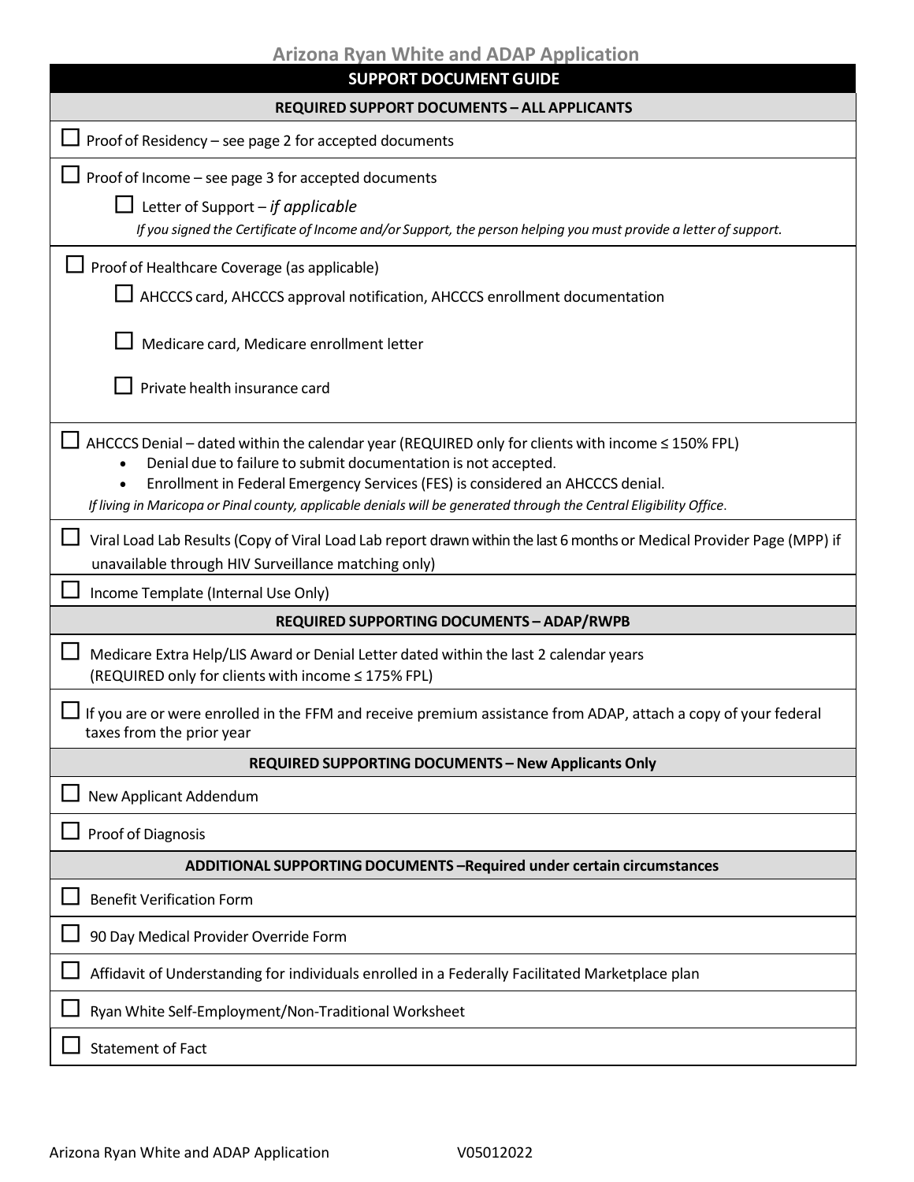## Arizona Ryan White and ADAP Application

### SUPPORT DOCUMENT GUIDE

#### REQUIRED SUPPORT DOCUMENTS – ALL APPLICANTS

- ☐ Proof of Residency – see page 2 for accepted documents
- ☐ Proof of Income – see page 3 for accepted documents
  - ☐ Letter of Support – *if applicable*

    *If you signed the Certificate of Income and/or Support, the person helping you must provide a letter of support.*
- ☐ Proof of Healthcare Coverage (as applicable)
  - ☐ AHCCCS card, AHCCCS approval notification, AHCCCS enrollment documentation
  - ☐ Medicare card, Medicare enrollment letter
  - ☐ Private health insurance card
- ☐ AHCCCS Denial – dated within the calendar year (REQUIRED only for clients with income ≤ 150% FPL)
  - Denial due to failure to submit documentation is not accepted.
  - Enrollment in Federal Emergency Services (FES) is considered an AHCCCS denial.

  *If living in Maricopa or Pinal county, applicable denials will be generated through the Central Eligibility Office.*
- ☐ Viral Load Lab Results (Copy of Viral Load Lab report drawn within the last 6 months or Medical Provider Page (MPP) if unavailable through HIV Surveillance matching only)
- ☐ Income Template (Internal Use Only)

#### REQUIRED SUPPORTING DOCUMENTS – ADAP/RWPB

- ☐ Medicare Extra Help/LIS Award or Denial Letter dated within the last 2 calendar years (REQUIRED only for clients with income ≤ 175% FPL)
- ☐ If you are or were enrolled in the FFM and receive premium assistance from ADAP, attach a copy of your federal taxes from the prior year

#### REQUIRED SUPPORTING DOCUMENTS – New Applicants Only

- ☐ New Applicant Addendum
- ☐ Proof of Diagnosis

#### ADDITIONAL SUPPORTING DOCUMENTS –Required under certain circumstances

- ☐ Benefit Verification Form
- ☐ 90 Day Medical Provider Override Form
- ☐ Affidavit of Understanding for individuals enrolled in a Federally Facilitated Marketplace plan
- ☐ Ryan White Self-Employment/Non-Traditional Worksheet
- ☐ Statement of Fact